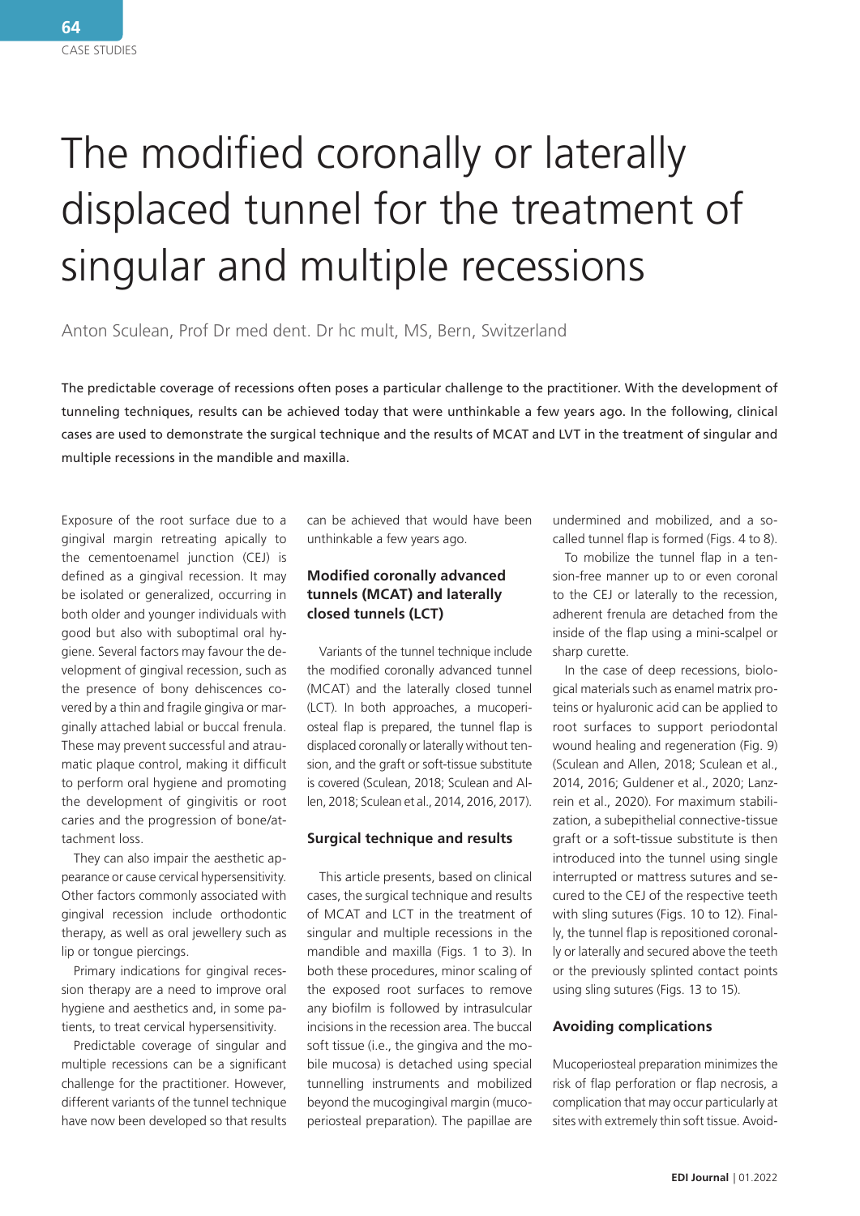# The modified coronally or laterally displaced tunnel for the treatment of singular and multiple recessions

Anton Sculean, Prof Dr med dent. Dr hc mult, MS, Bern, Switzerland

The predictable coverage of recessions often poses a particular challenge to the practitioner. With the development of tunneling techniques, results can be achieved today that were unthinkable a few years ago. In the following, clinical cases are used to demonstrate the surgical technique and the results of MCAT and LVT in the treatment of singular and multiple recessions in the mandible and maxilla.

Exposure of the root surface due to a gingival margin retreating apically to the cementoenamel junction (CEJ) is defined as a gingival recession. It may be isolated or generalized, occurring in both older and younger individuals with good but also with suboptimal oral hygiene. Several factors may favour the development of gingival recession, such as the presence of bony dehiscences covered by a thin and fragile gingiva or marginally attached labial or buccal frenula. These may prevent successful and atraumatic plaque control, making it difficult to perform oral hygiene and promoting the development of gingivitis or root caries and the progression of bone/attachment loss.

They can also impair the aesthetic appearance or cause cervical hypersensitivity. Other factors commonly associated with gingival recession include orthodontic therapy, as well as oral jewellery such as lip or tongue piercings.

Primary indications for gingival recession therapy are a need to improve oral hygiene and aesthetics and, in some patients, to treat cervical hypersensitivity.

Predictable coverage of singular and multiple recessions can be a significant challenge for the practitioner. However, different variants of the tunnel technique have now been developed so that results can be achieved that would have been unthinkable a few years ago.

## Modified coronally advanced tunnels (MCAT) and laterally closed tunnels (LCT)

Variants of the tunnel technique include the modified coronally advanced tunnel (MCAT) and the laterally closed tunnel (LCT). In both approaches, a mucoperiosteal flap is prepared, the tunnel flap is displaced coronally or laterally without tension, and the graft or soft-tissue substitute is covered (Sculean, 2018; Sculean and Allen, 2018; Sculean et al., 2014, 2016, 2017).

## Surgical technique and results

This article presents, based on clinical cases, the surgical technique and results of MCAT and LCT in the treatment of singular and multiple recessions in the mandible and maxilla (Figs. 1 to 3). In both these procedures, minor scaling of the exposed root surfaces to remove any biofilm is followed by intrasulcular incisions in the recession area. The buccal soft tissue (i.e., the gingiva and the mobile mucosa) is detached using special tunnelling instruments and mobilized beyond the mucogingival margin (mucoperiosteal preparation). The papillae are undermined and mobilized, and a so-called tunnel flap is formed (Figs. 4 to 8).

To mobilize the tunnel flap in a tension-free manner up to or even coronal to the CEJ or laterally to the recession, adherent frenula are detached from the inside of the flap using a mini-scalpel or sharp curette.

In the case of deep recessions, biological materials such as enamel matrix proteins or hyaluronic acid can be applied to root surfaces to support periodontal wound healing and regeneration (Fig. 9) (Sculean and Allen, 2018; Sculean et al., 2014, 2016; Guldener et al., 2020; Lanzrein et al., 2020). For maximum stabilization, a subepithelial connective-tissue graft or a soft-tissue substitute is then introduced into the tunnel using single interrupted or mattress sutures and secured to the CEJ of the respective teeth with sling sutures (Figs. 10 to 12). Finally, the tunnel flap is repositioned coronally or laterally and secured above the teeth or the previously splinted contact points using sling sutures (Figs. 13 to 15).

## Avoiding complications

Mucoperiosteal preparation minimizes the risk of flap perforation or flap necrosis, a complication that may occur particularly at sites with extremely thin soft tissue. Avoid-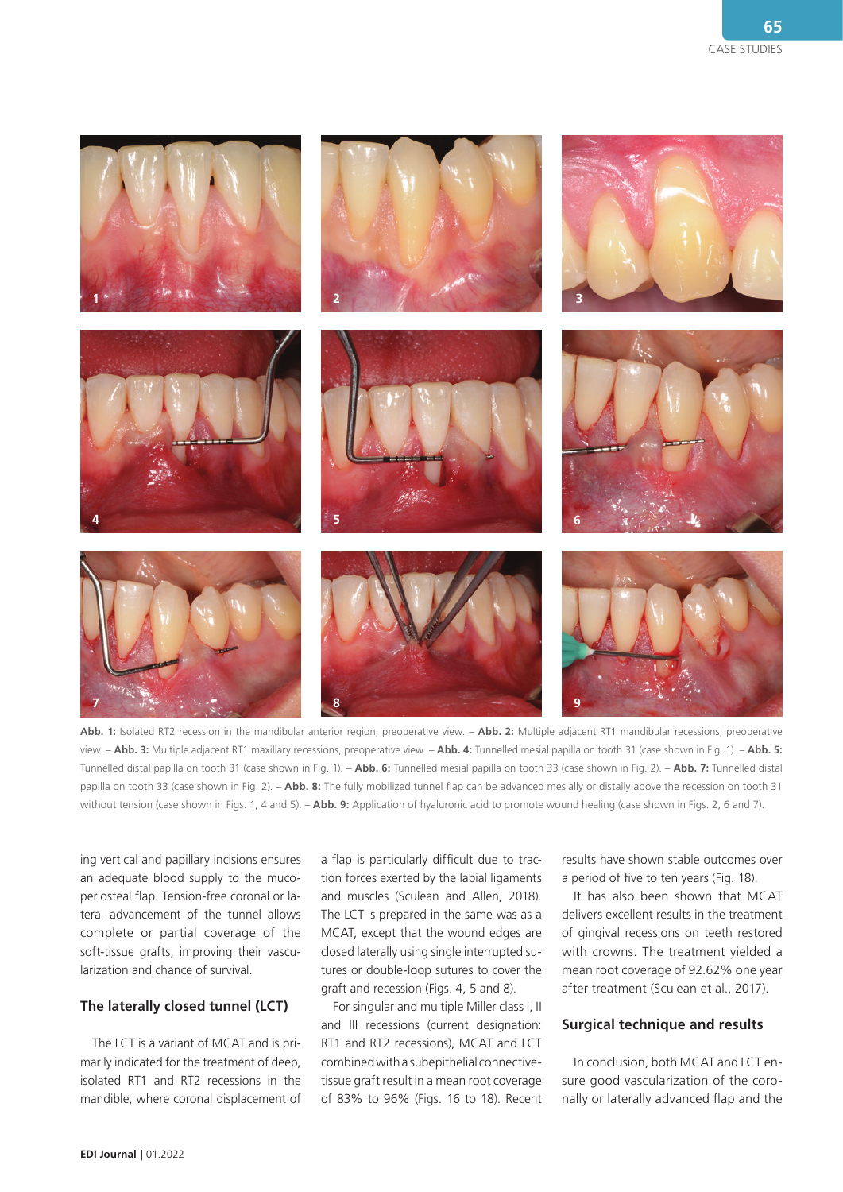**Abb. 1:** Isolated RT2 recession in the mandibular anterior region, preoperative view. – **Abb. 2:** Multiple adjacent RT1 mandibular recessions, preoperative view. – **Abb. 3:** Multiple adjacent RT1 maxillary recessions, preoperative view. – **Abb. 4:** Tunnelled mesial papilla on tooth 31 (case shown in Fig. 1). – **Abb. 5:** Tunnelled distal papilla on tooth 31 (case shown in Fig. 1). – **Abb. 6:** Tunnelled mesial papilla on tooth 33 (case shown in Fig. 2). – **Abb. 7:** Tunnelled distal papilla on tooth 33 (case shown in Fig. 2). – **Abb. 8:** The fully mobilized tunnel flap can be advanced mesially or distally above the recession on tooth 31 without tension (case shown in Figs. 1, 4 and 5). – **Abb. 9:** Application of hyaluronic acid to promote wound healing (case shown in Figs. 2, 6 and 7).

ing vertical and papillary incisions ensures an adequate blood supply to the mucoperiosteal flap. Tension-free coronal or lateral advancement of the tunnel allows complete or partial coverage of the soft-tissue grafts, improving their vascularization and chance of survival.

## The laterally closed tunnel (LCT)

The LCT is a variant of MCAT and is primarily indicated for the treatment of deep, isolated RT1 and RT2 recessions in the mandible, where coronal displacement of a flap is particularly difficult due to traction forces exerted by the labial ligaments and muscles (Sculean and Allen, 2018). The LCT is prepared in the same was as a MCAT, except that the wound edges are closed laterally using single interrupted sutures or double-loop sutures to cover the graft and recession (Figs. 4, 5 and 8).

For singular and multiple Miller class I, II and III recessions (current designation: RT1 and RT2 recessions), MCAT and LCT combined with a subepithelial connective-tissue graft result in a mean root coverage of 83% to 96% (Figs. 16 to 18). Recent results have shown stable outcomes over a period of five to ten years (Fig. 18).

It has also been shown that MCAT delivers excellent results in the treatment of gingival recessions on teeth restored with crowns. The treatment yielded a mean root coverage of 92.62% one year after treatment (Sculean et al., 2017).

## Surgical technique and results

In conclusion, both MCAT and LCT ensure good vascularization of the coronally or laterally advanced flap and the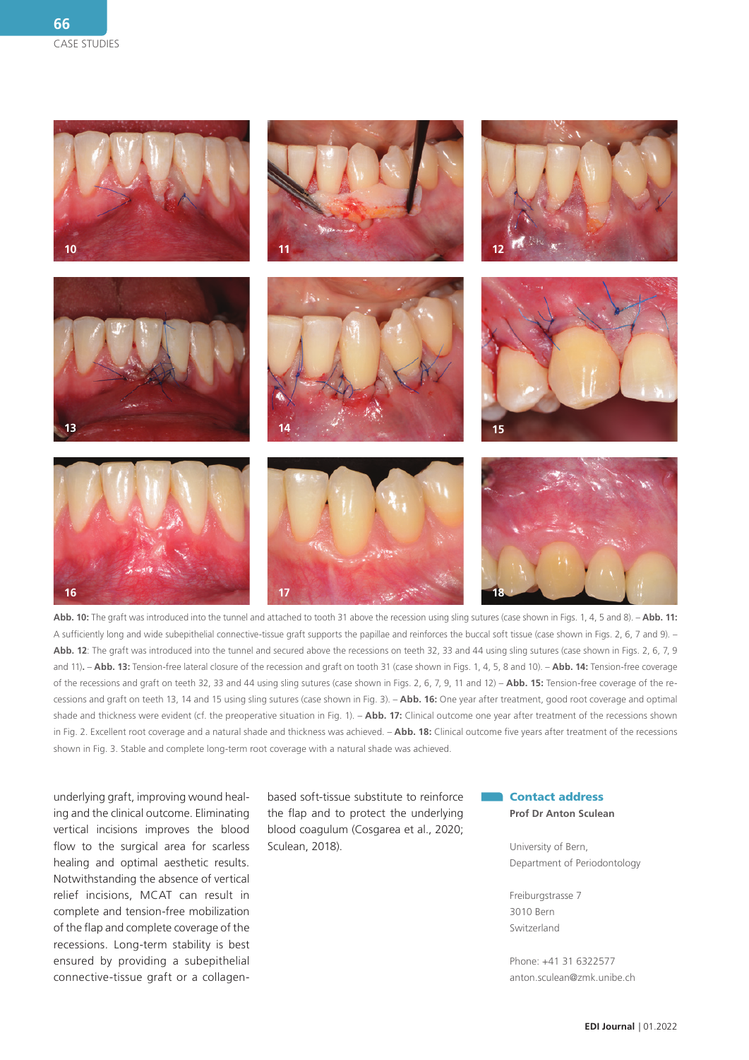**Abb. 10:** The graft was introduced into the tunnel and attached to tooth 31 above the recession using sling sutures (case shown in Figs. 1, 4, 5 and 8). – **Abb. 11:** A sufficiently long and wide subepithelial connective-tissue graft supports the papillae and reinforces the buccal soft tissue (case shown in Figs. 2, 6, 7 and 9). – **Abb. 12**: The graft was introduced into the tunnel and secured above the recessions on teeth 32, 33 and 44 using sling sutures (case shown in Figs. 2, 6, 7, 9 and 11). – **Abb. 13:** Tension-free lateral closure of the recession and graft on tooth 31 (case shown in Figs. 1, 4, 5, 8 and 10). – **Abb. 14:** Tension-free coverage of the recessions and graft on teeth 32, 33 and 44 using sling sutures (case shown in Figs. 2, 6, 7, 9, 11 and 12) – **Abb. 15:** Tension-free coverage of the recessions and graft on teeth 13, 14 and 15 using sling sutures (case shown in Fig. 3). – **Abb. 16:** One year after treatment, good root coverage and optimal shade and thickness were evident (cf. the preoperative situation in Fig. 1). – **Abb. 17:** Clinical outcome one year after treatment of the recessions shown in Fig. 2. Excellent root coverage and a natural shade and thickness was achieved. – **Abb. 18:** Clinical outcome five years after treatment of the recessions shown in Fig. 3. Stable and complete long-term root coverage with a natural shade was achieved.

underlying graft, improving wound healing and the clinical outcome. Eliminating vertical incisions improves the blood flow to the surgical area for scarless healing and optimal aesthetic results. Notwithstanding the absence of vertical relief incisions, MCAT can result in complete and tension-free mobilization of the flap and complete coverage of the recessions. Long-term stability is best ensured by providing a subepithelial connective-tissue graft or a collagen-based soft-tissue substitute to reinforce the flap and to protect the underlying blood coagulum (Cosgarea et al., 2020; Sculean, 2018).

## Contact address

**Prof Dr Anton Sculean**

University of Bern,
Department of Periodontology

Freiburgstrasse 7
3010 Bern
Switzerland

Phone: +41 31 6322577
anton.sculean@zmk.unibe.ch